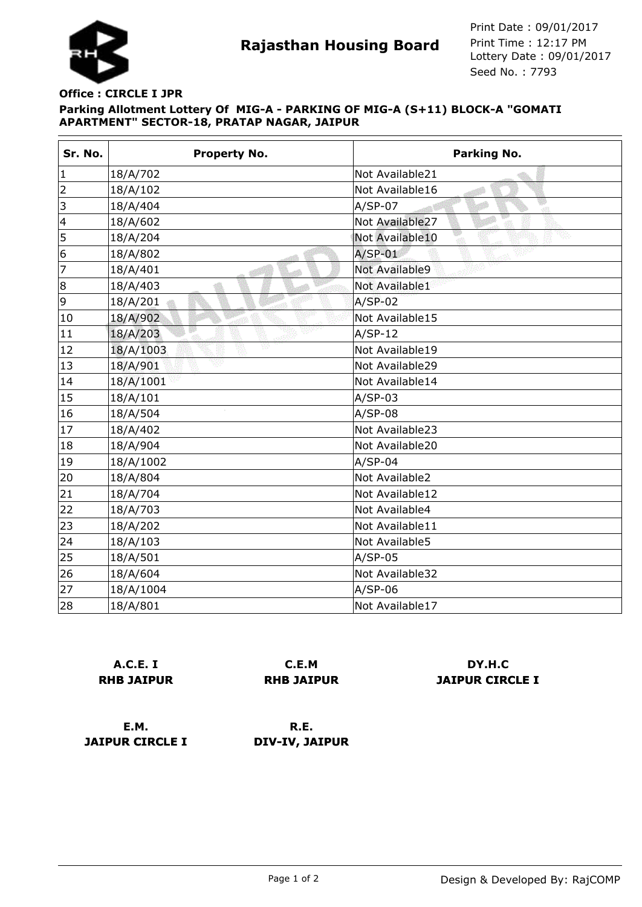# Rajasthan Housing Board

Print Date : 09/01/2017
Print Time : 12:17 PM
Lottery Date : 09/01/2017
Seed No. : 7793

**Office : CIRCLE I JPR**

**Parking Allotment Lottery Of MIG-A - PARKING OF MIG-A (S+11) BLOCK-A "GOMATI APARTMENT" SECTOR-18, PRATAP NAGAR, JAIPUR**

| Sr. No. | Property No. | Parking No. |
|---|---|---|
| 1 | 18/A/702 | Not Available21 |
| 2 | 18/A/102 | Not Available16 |
| 3 | 18/A/404 | A/SP-07 |
| 4 | 18/A/602 | Not Available27 |
| 5 | 18/A/204 | Not Available10 |
| 6 | 18/A/802 | A/SP-01 |
| 7 | 18/A/401 | Not Available9 |
| 8 | 18/A/403 | Not Available1 |
| 9 | 18/A/201 | A/SP-02 |
| 10 | 18/A/902 | Not Available15 |
| 11 | 18/A/203 | A/SP-12 |
| 12 | 18/A/1003 | Not Available19 |
| 13 | 18/A/901 | Not Available29 |
| 14 | 18/A/1001 | Not Available14 |
| 15 | 18/A/101 | A/SP-03 |
| 16 | 18/A/504 | A/SP-08 |
| 17 | 18/A/402 | Not Available23 |
| 18 | 18/A/904 | Not Available20 |
| 19 | 18/A/1002 | A/SP-04 |
| 20 | 18/A/804 | Not Available2 |
| 21 | 18/A/704 | Not Available12 |
| 22 | 18/A/703 | Not Available4 |
| 23 | 18/A/202 | Not Available11 |
| 24 | 18/A/103 | Not Available5 |
| 25 | 18/A/501 | A/SP-05 |
| 26 | 18/A/604 | Not Available32 |
| 27 | 18/A/1004 | A/SP-06 |
| 28 | 18/A/801 | Not Available17 |

**A.C.E. I**
**RHB JAIPUR**

**C.E.M**
**RHB JAIPUR**

**DY.H.C**
**JAIPUR CIRCLE I**

**E.M.**
**JAIPUR CIRCLE I**

**R.E.**
**DIV-IV, JAIPUR**

Design & Developed By: RajCOMP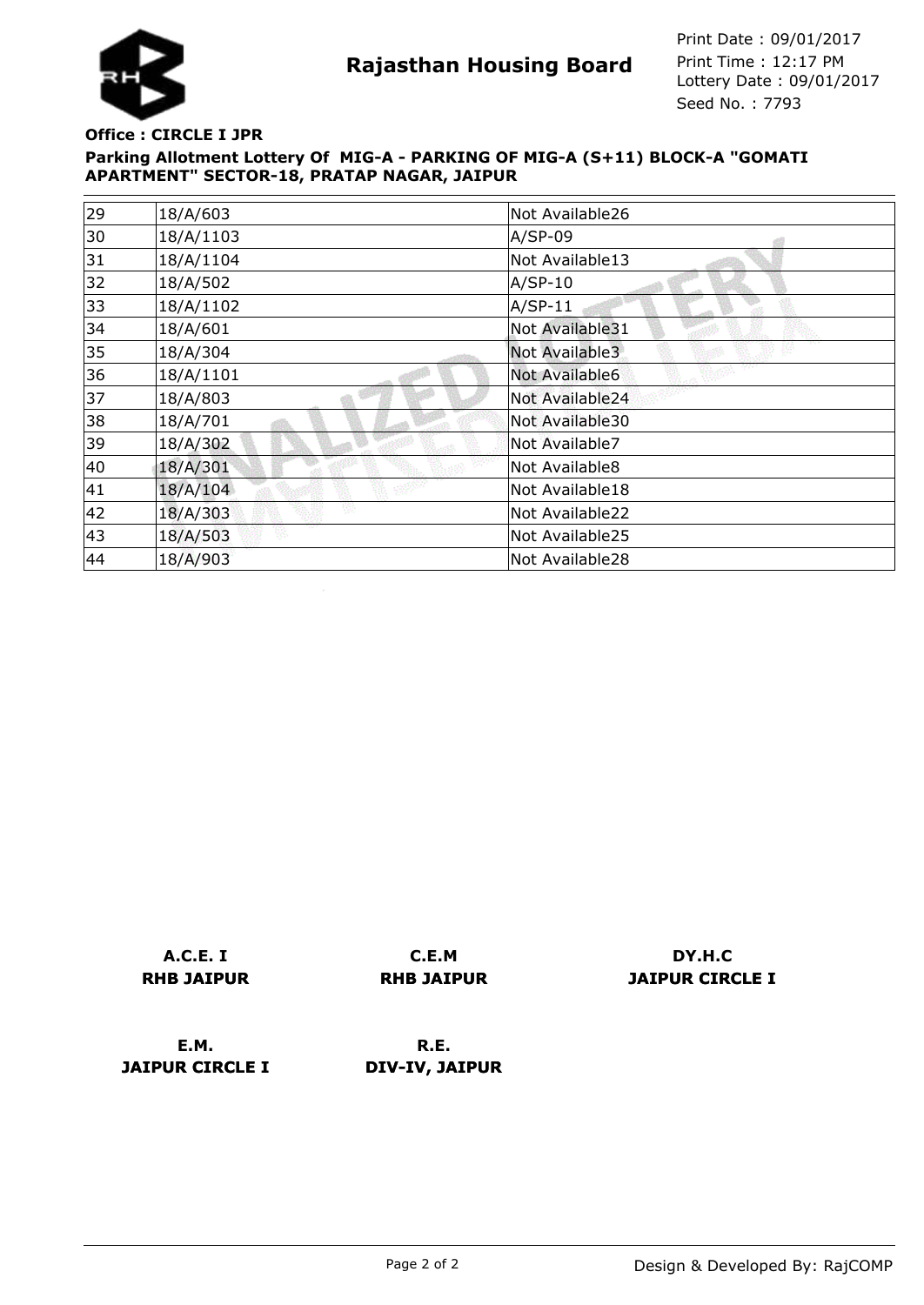**Rajasthan Housing Board**

Print Date : 09/01/2017
Print Time : 12:17 PM
Lottery Date : 09/01/2017
Seed No. : 7793

**Office : CIRCLE I JPR**

**Parking Allotment Lottery Of MIG-A - PARKING OF MIG-A (S+11) BLOCK-A "GOMATI APARTMENT" SECTOR-18, PRATAP NAGAR, JAIPUR**

| | | |
|---|---|---|
| 29 | 18/A/603 | Not Available26 |
| 30 | 18/A/1103 | A/SP-09 |
| 31 | 18/A/1104 | Not Available13 |
| 32 | 18/A/502 | A/SP-10 |
| 33 | 18/A/1102 | A/SP-11 |
| 34 | 18/A/601 | Not Available31 |
| 35 | 18/A/304 | Not Available3 |
| 36 | 18/A/1101 | Not Available6 |
| 37 | 18/A/803 | Not Available24 |
| 38 | 18/A/701 | Not Available30 |
| 39 | 18/A/302 | Not Available7 |
| 40 | 18/A/301 | Not Available8 |
| 41 | 18/A/104 | Not Available18 |
| 42 | 18/A/303 | Not Available22 |
| 43 | 18/A/503 | Not Available25 |
| 44 | 18/A/903 | Not Available28 |

**A.C.E. I**
**RHB JAIPUR**

**C.E.M**
**RHB JAIPUR**

**DY.H.C**
**JAIPUR CIRCLE I**

**E.M.**
**JAIPUR CIRCLE I**

**R.E.**
**DIV-IV, JAIPUR**

Design & Developed By: RajCOMP